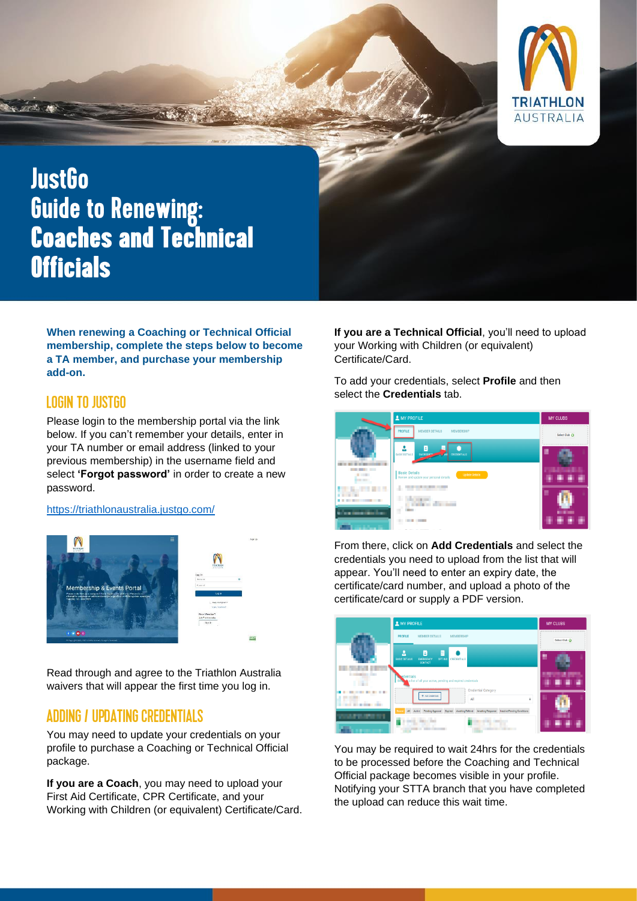# JustGo Guide to Renewing: Coaches and Technical Officials

**When renewing a Coaching or Technical Official membership, complete the steps below to become a TA member, and purchase your membership add-on.**

## LOGIN TO JUSTGO

Please login to the membership portal via the link below. If you can't remember your details, enter in your TA number or email address (linked to your previous membership) in the username field and select **'Forgot password'** in order to create a new password.

https://triathlonaustralia.justgo.com/

Read through and agree to the Triathlon Australia waivers that will appear the first time you log in.

## ADDING / UPDATING CREDENTIALS

You may need to update your credentials on your profile to purchase a Coaching or Technical Official package.

**If you are a Coach**, you may need to upload your First Aid Certificate, CPR Certificate, and your Working with Children (or equivalent) Certificate/Card.

**If you are a Technical Official**, you'll need to upload your Working with Children (or equivalent) Certificate/Card.

To add your credentials, select **Profile** and then select the **Credentials** tab.

From there, click on **Add Credentials** and select the credentials you need to upload from the list that will appear. You'll need to enter an expiry date, the certificate/card number, and upload a photo of the certificate/card or supply a PDF version.

You may be required to wait 24hrs for the credentials to be processed before the Coaching and Technical Official package becomes visible in your profile. Notifying your STTA branch that you have completed the upload can reduce this wait time.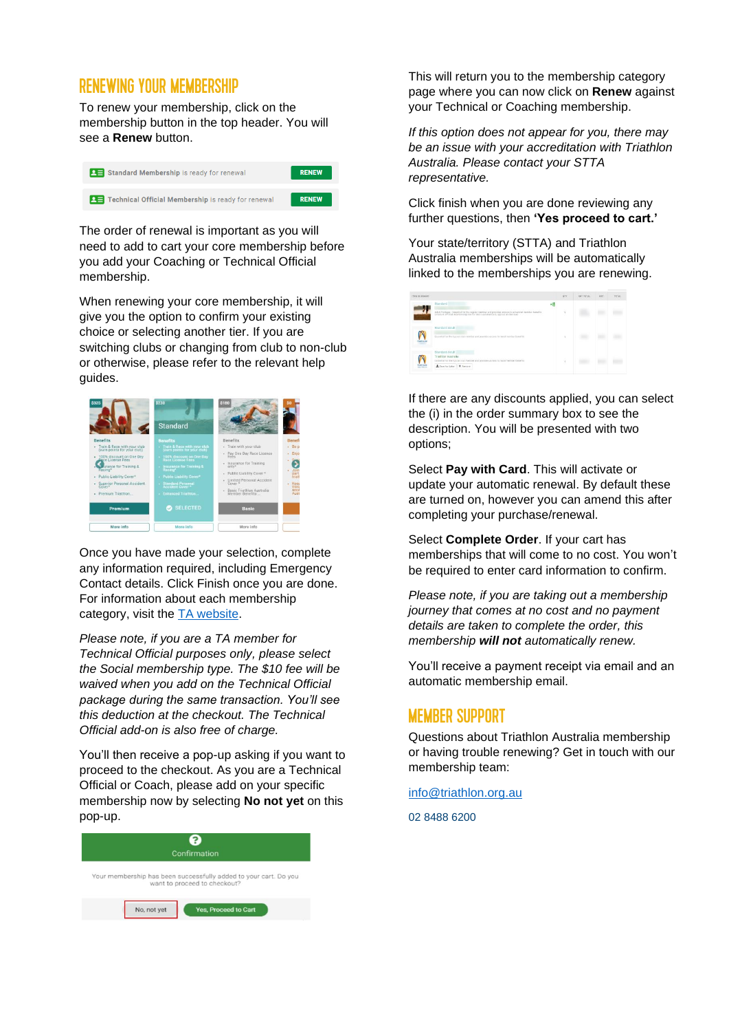## RENEWING YOUR MEMBERSHIP

To renew your membership, click on the membership button in the top header. You will see a **Renew** button.

The order of renewal is important as you will need to add to cart your core membership before you add your Coaching or Technical Official membership.

When renewing your core membership, it will give you the option to confirm your existing choice or selecting another tier. If you are switching clubs or changing from club to non-club or otherwise, please refer to the relevant help guides.

Once you have made your selection, complete any information required, including Emergency Contact details. Click Finish once you are done. For information about each membership category, visit the [TA website](TA website).

*Please note, if you are a TA member for Technical Official purposes only, please select the Social membership type. The $10 fee will be waived when you add on the Technical Official package during the same transaction. You'll see this deduction at the checkout. The Technical Official add-on is also free of charge.*

You'll then receive a pop-up asking if you want to proceed to the checkout. As you are a Technical Official or Coach, please add on your specific membership now by selecting **No not yet** on this pop-up.

This will return you to the membership category page where you can now click on **Renew** against your Technical or Coaching membership.

*If this option does not appear for you, there may be an issue with your accreditation with Triathlon Australia. Please contact your STTA representative.*

Click finish when you are done reviewing any further questions, then **'Yes proceed to cart.'**

Your state/territory (STTA) and Triathlon Australia memberships will be automatically linked to the memberships you are renewing.

If there are any discounts applied, you can select the (i) in the order summary box to see the description. You will be presented with two options;

Select **Pay with Card**. This will activate or update your automatic renewal. By default these are turned on, however you can amend this after completing your purchase/renewal.

Select **Complete Order**. If your cart has memberships that will come to no cost. You won't be required to enter card information to confirm.

*Please note, if you are taking out a membership journey that comes at no cost and no payment details are taken to complete the order, this membership **will not** automatically renew.*

You'll receive a payment receipt via email and an automatic membership email.

## MEMBER SUPPORT

Questions about Triathlon Australia membership or having trouble renewing? Get in touch with our membership team:

info@triathlon.org.au

02 8488 6200